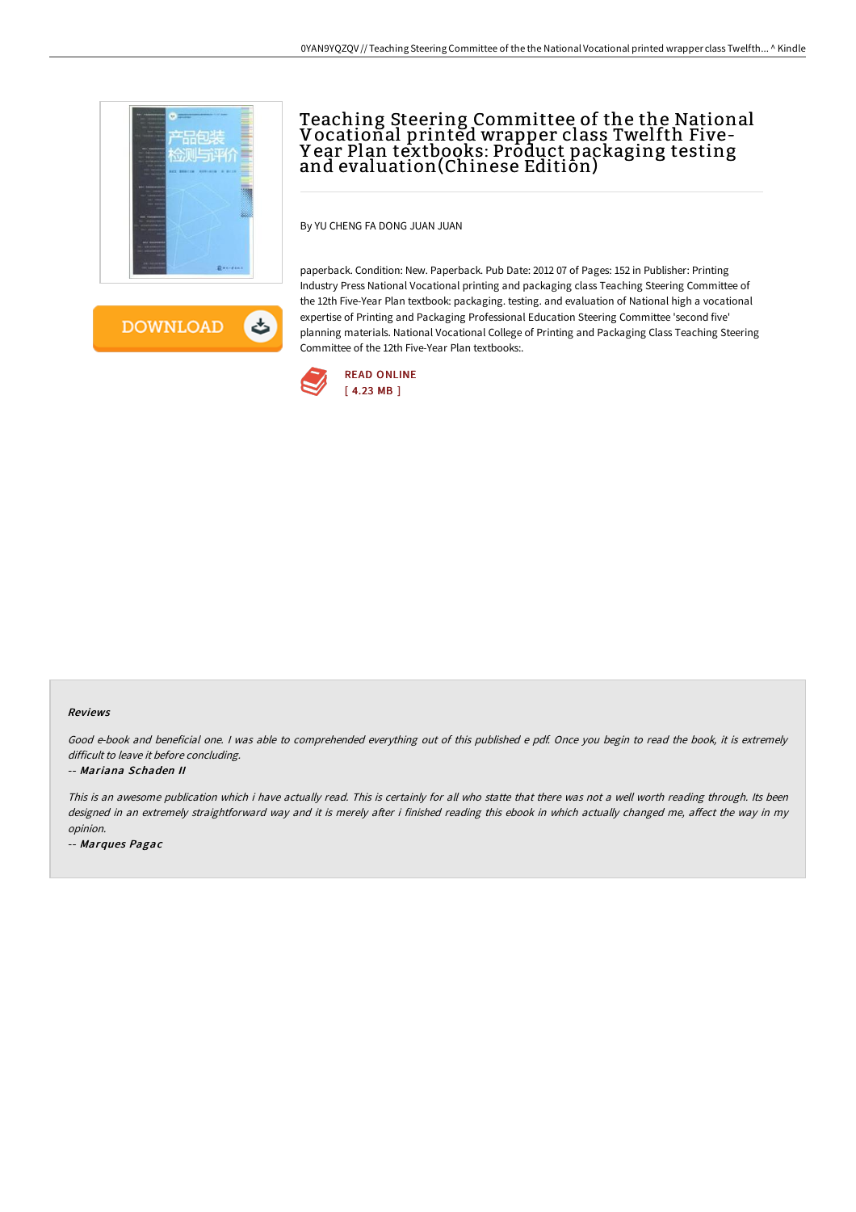# Teaching Steering Committee of the the National Vocational printed wrapper class Twelfth Five-Year Plan textbooks: Product packaging testing and evaluation(Chinese Edition)

DOWNLOAD

By YU CHENG FA DONG JUAN JUAN

paperback. Condition: New. Paperback. Pub Date: 2012 07 of Pages: 152 in Publisher: Printing Industry Press National Vocational printing and packaging class Teaching Steering Committee of the 12th Five-Year Plan textbook: packaging. testing. and evaluation of National high a vocational expertise of Printing and Packaging Professional Education Steering Committee 'second five' planning materials. National Vocational College of Printing and Packaging Class Teaching Steering Committee of the 12th Five-Year Plan textbooks:.

READ ONLINE
[ 4.23 MB ]

### Reviews

*Good e-book and beneficial one. I was able to comprehended everything out of this published e pdf. Once you begin to read the book, it is extremely difficult to leave it before concluding.*

-- *Mariana Schaden II*

*This is an awesome publication which i have actually read. This is certainly for all who statte that there was not a well worth reading through. Its been designed in an extremely straightforward way and it is merely after i finished reading this ebook in which actually changed me, affect the way in my opinion.*

-- *Marques Pagac*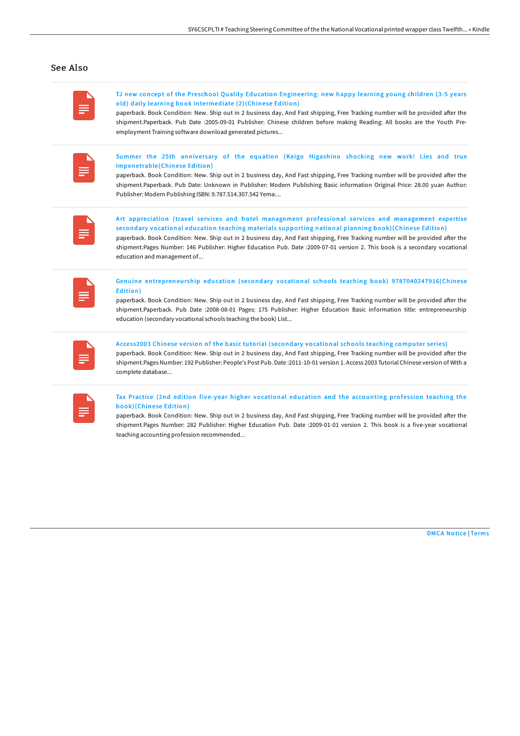## See Also

**TJ new concept of the Preschool Quality Education Engineering: new happy learning young children (3-5 years old) daily learning book Intermediate (2)(Chinese Edition)**

paperback. Book Condition: New. Ship out in 2 business day, And Fast shipping, Free Tracking number will be provided after the shipment.Paperback. Pub Date :2005-09-01 Publisher: Chinese children before making Reading: All books are the Youth Pre-employment Training software download generated pictures...

**Summer the 25th anniversary of the equation (Keigo Higashino shocking new work! Lies and true Impenetrable(Chinese Edition)**

paperback. Book Condition: New. Ship out in 2 business day, And Fast shipping, Free Tracking number will be provided after the shipment.Paperback. Pub Date: Unknown in Publisher: Modern Publishing Basic information Original Price: 28.00 yuan Author: Publisher: Modern Publishing ISBN: 9.787.514.307.542 Yema:...

**Art appreciation (travel services and hotel management professional services and management expertise secondary vocational education teaching materials supporting national planning book)(Chinese Edition)**

paperback. Book Condition: New. Ship out in 2 business day, And Fast shipping, Free Tracking number will be provided after the shipment.Pages Number: 146 Publisher: Higher Education Pub. Date :2009-07-01 version 2. This book is a secondary vocational education and management of...

**Genuine entrepreneurship education (secondary vocational schools teaching book) 9787040247916(Chinese Edition)**

paperback. Book Condition: New. Ship out in 2 business day, And Fast shipping, Free Tracking number will be provided after the shipment.Paperback. Pub Date :2008-08-01 Pages: 175 Publisher: Higher Education Basic information title: entrepreneurship education (secondary vocational schools teaching the book) List...

**Access2003 Chinese version of the basic tutorial (secondary vocational schools teaching computer series)**

paperback. Book Condition: New. Ship out in 2 business day, And Fast shipping, Free Tracking number will be provided after the shipment.Pages Number: 192 Publisher: People's Post Pub. Date :2011-10-01 version 1. Access 2003 Tutorial Chinese version of With a complete database...

**Tax Practice (2nd edition five-year higher vocational education and the accounting profession teaching the book)(Chinese Edition)**

paperback. Book Condition: New. Ship out in 2 business day, And Fast shipping, Free Tracking number will be provided after the shipment.Pages Number: 282 Publisher: Higher Education Pub. Date :2009-01-01 version 2. This book is a five-year vocational teaching accounting profession recommended...

DMCA Notice | Terms